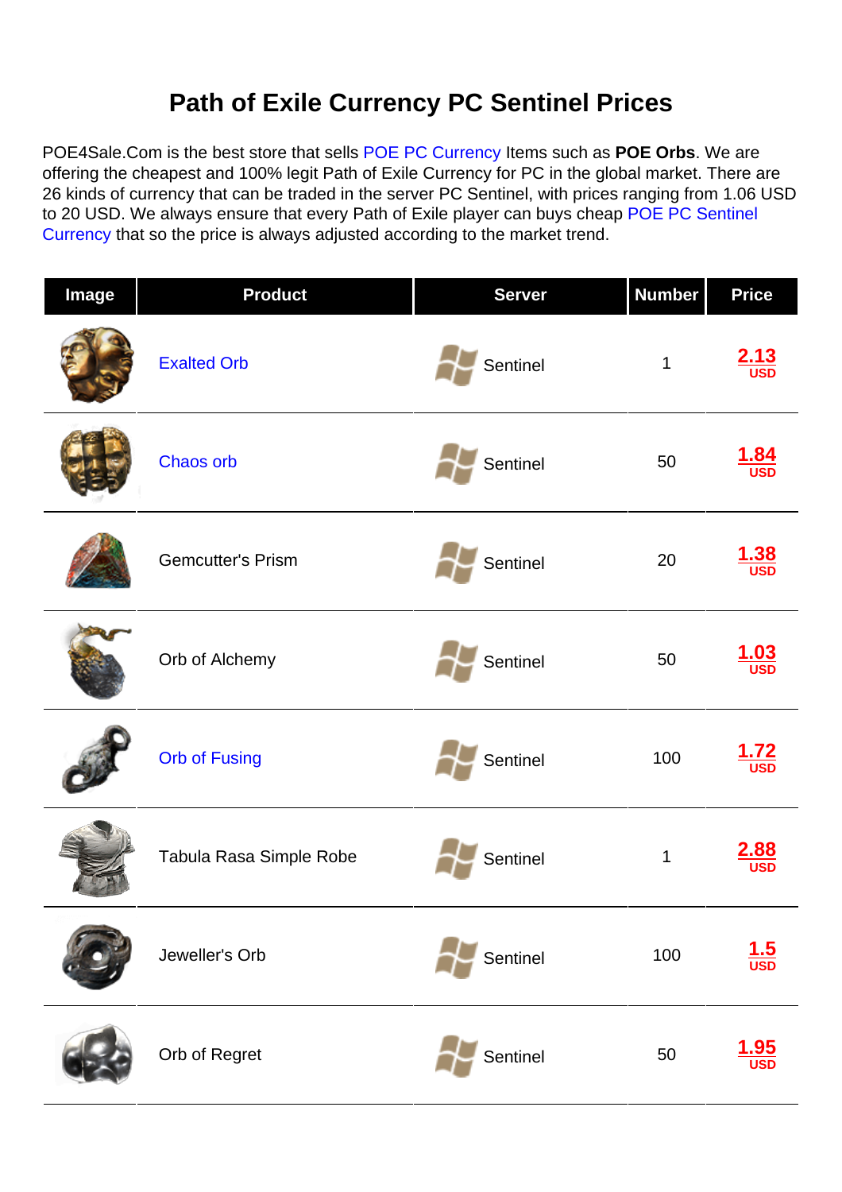# Path of Exile Currency PC Sentinel Prices

POE4Sale.Com is the best store that sells POE PC Currency Items such as **POE Orbs**. We are offering the cheapest and 100% legit Path of Exile Currency for PC in the global market. There are 26 kinds of currency that can be traded in the server PC Sentinel, with prices ranging from 1.06 USD to 20 USD. We always ensure that every Path of Exile player can buys cheap POE PC Sentinel Currency that so the price is always adjusted according to the market trend.

| Image | Product | Server | Number | Price |
|---|---|---|---|---|
| | Exalted Orb | Sentinel | 1 | 2.13 USD |
| | Chaos orb | Sentinel | 50 | 1.84 USD |
| | Gemcutter's Prism | Sentinel | 20 | 1.38 USD |
| | Orb of Alchemy | Sentinel | 50 | 1.03 USD |
| | Orb of Fusing | Sentinel | 100 | 1.72 USD |
| | Tabula Rasa Simple Robe | Sentinel | 1 | 2.88 USD |
| | Jeweller's Orb | Sentinel | 100 | 1.5 USD |
| | Orb of Regret | Sentinel | 50 | 1.95 USD |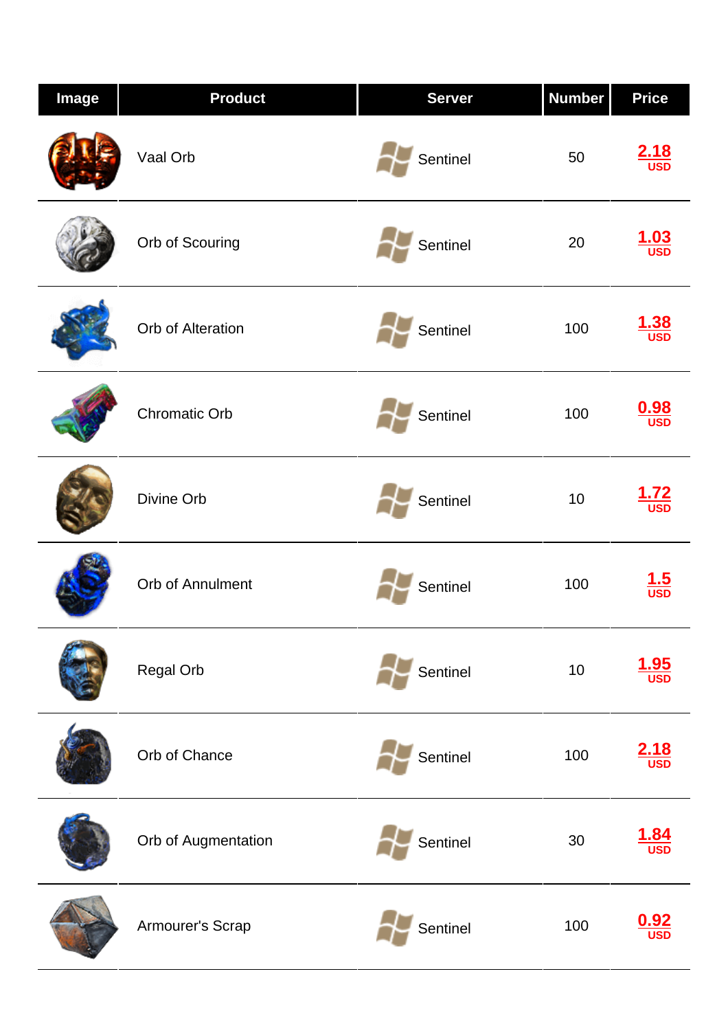| Image | Product | Server | Number | Price |
| --- | --- | --- | --- | --- |
| | Vaal Orb | Sentinel | 50 | 2.18 USD |
| | Orb of Scouring | Sentinel | 20 | 1.03 USD |
| | Orb of Alteration | Sentinel | 100 | 1.38 USD |
| | Chromatic Orb | Sentinel | 100 | 0.98 USD |
| | Divine Orb | Sentinel | 10 | 1.72 USD |
| | Orb of Annulment | Sentinel | 100 | 1.5 USD |
| | Regal Orb | Sentinel | 10 | 1.95 USD |
| | Orb of Chance | Sentinel | 100 | 2.18 USD |
| | Orb of Augmentation | Sentinel | 30 | 1.84 USD |
| | Armourer's Scrap | Sentinel | 100 | 0.92 USD |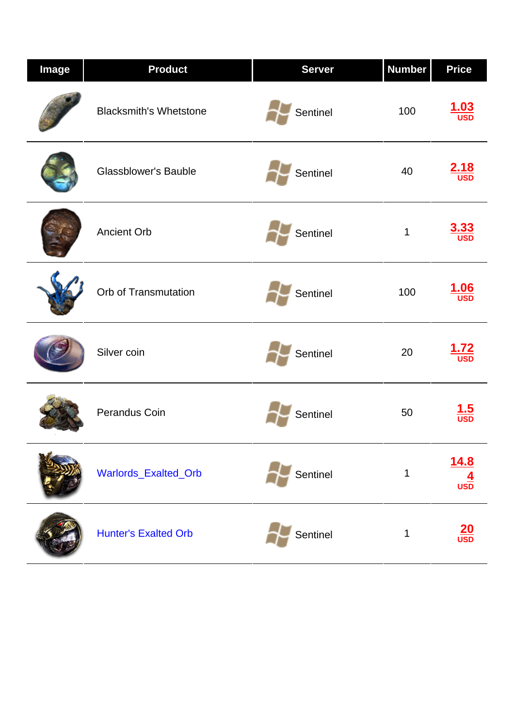| Image | Product | Server | Number | Price |
| --- | --- | --- | --- | --- |
|  | Blacksmith's Whetstone | Sentinel | 100 | 1.03 USD |
|  | Glassblower's Bauble | Sentinel | 40 | 2.18 USD |
|  | Ancient Orb | Sentinel | 1 | 3.33 USD |
|  | Orb of Transmutation | Sentinel | 100 | 1.06 USD |
|  | Silver coin | Sentinel | 20 | 1.72 USD |
|  | Perandus Coin | Sentinel | 50 | 1.5 USD |
|  | Warlords_Exalted_Orb | Sentinel | 1 | 14.84 USD |
|  | Hunter's Exalted Orb | Sentinel | 1 | 20 USD |